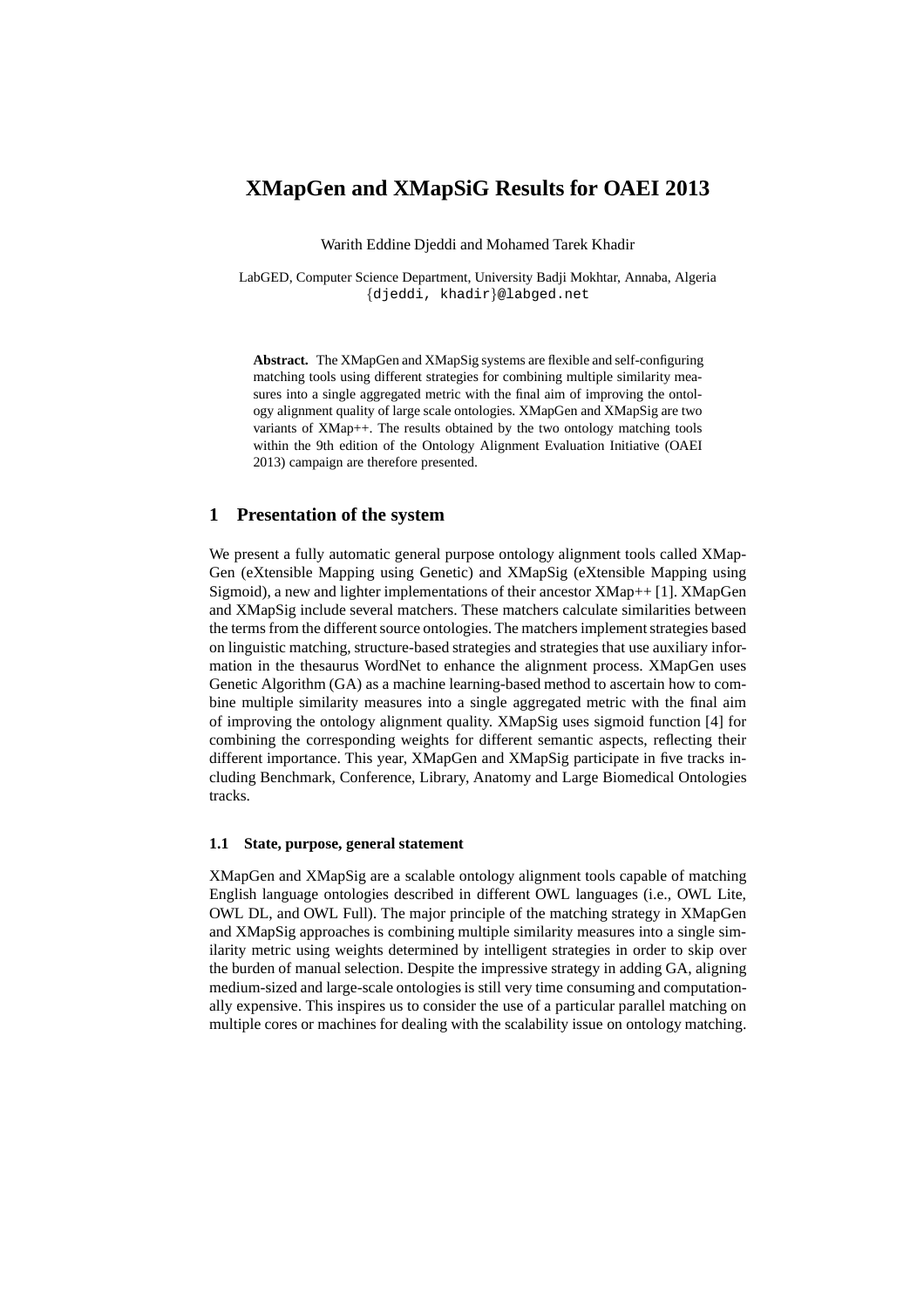# XMapGen and XMapSiG Results for OAEI 2013

Warith Eddine Djeddi and Mohamed Tarek Khadir

LabGED, Computer Science Department, University Badji Mokhtar, Annaba, Algeria
{djeddi, khadir}@labged.net

**Abstract.** The XMapGen and XMapSig systems are flexible and self-configuring matching tools using different strategies for combining multiple similarity measures into a single aggregated metric with the final aim of improving the ontology alignment quality of large scale ontologies. XMapGen and XMapSig are two variants of XMap++. The results obtained by the two ontology matching tools within the 9th edition of the Ontology Alignment Evaluation Initiative (OAEI 2013) campaign are therefore presented.

## 1 Presentation of the system

We present a fully automatic general purpose ontology alignment tools called XMapGen (eXtensible Mapping using Genetic) and XMapSig (eXtensible Mapping using Sigmoid), a new and lighter implementations of their ancestor XMap++ [1]. XMapGen and XMapSig include several matchers. These matchers calculate similarities between the terms from the different source ontologies. The matchers implement strategies based on linguistic matching, structure-based strategies and strategies that use auxiliary information in the thesaurus WordNet to enhance the alignment process. XMapGen uses Genetic Algorithm (GA) as a machine learning-based method to ascertain how to combine multiple similarity measures into a single aggregated metric with the final aim of improving the ontology alignment quality. XMapSig uses sigmoid function [4] for combining the corresponding weights for different semantic aspects, reflecting their different importance. This year, XMapGen and XMapSig participate in five tracks including Benchmark, Conference, Library, Anatomy and Large Biomedical Ontologies tracks.

### 1.1 State, purpose, general statement

XMapGen and XMapSig are a scalable ontology alignment tools capable of matching English language ontologies described in different OWL languages (i.e., OWL Lite, OWL DL, and OWL Full). The major principle of the matching strategy in XMapGen and XMapSig approaches is combining multiple similarity measures into a single similarity metric using weights determined by intelligent strategies in order to skip over the burden of manual selection. Despite the impressive strategy in adding GA, aligning medium-sized and large-scale ontologies is still very time consuming and computationally expensive. This inspires us to consider the use of a particular parallel matching on multiple cores or machines for dealing with the scalability issue on ontology matching.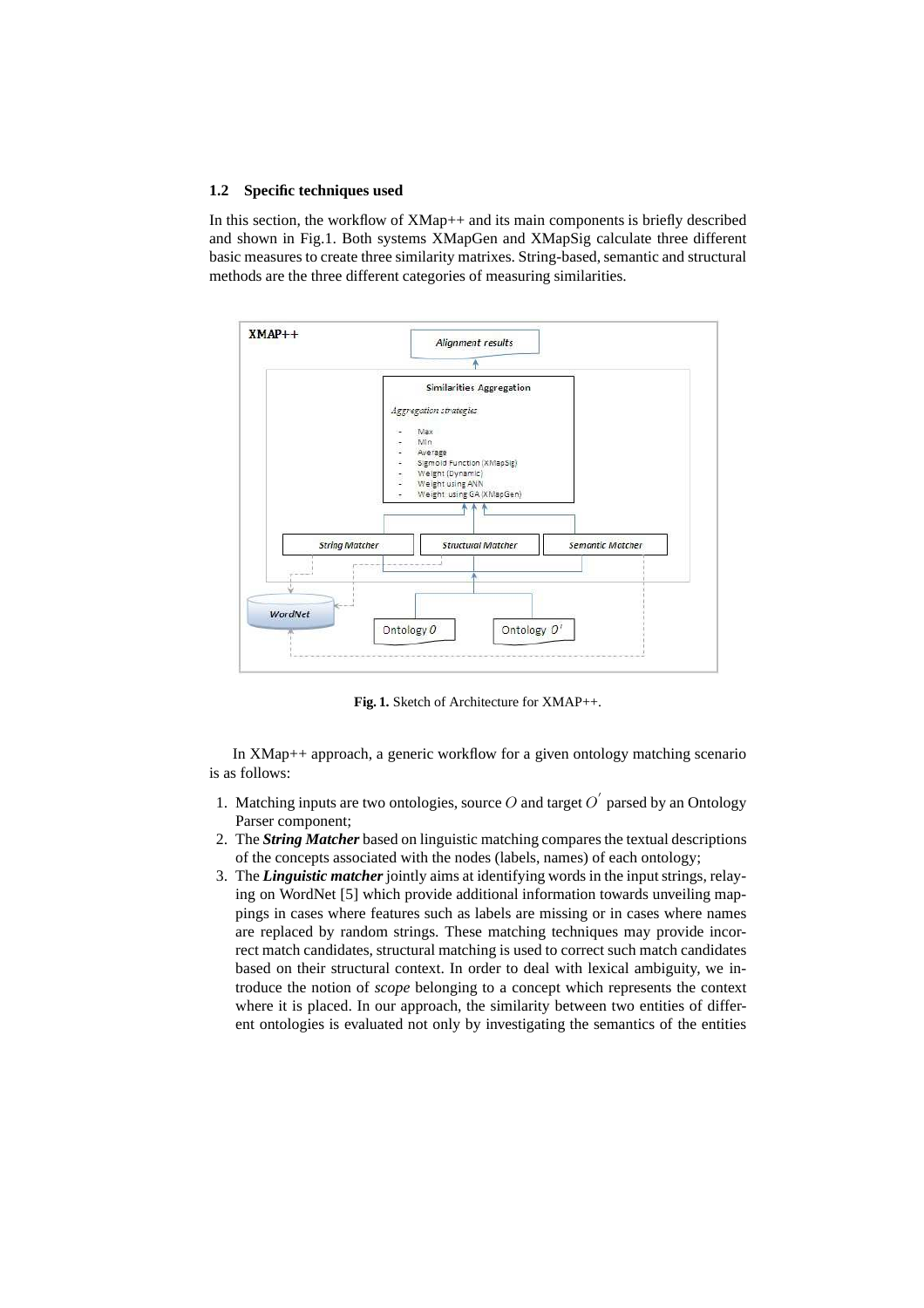### 1.2 Specific techniques used

In this section, the workflow of XMap++ and its main components is briefly described and shown in Fig.1. Both systems XMapGen and XMapSig calculate three different basic measures to create three similarity matrixes. String-based, semantic and structural methods are the three different categories of measuring similarities.

**Fig. 1.** Sketch of Architecture for XMAP++.

In XMap++ approach, a generic workflow for a given ontology matching scenario is as follows:

1. Matching inputs are two ontologies, source $O$ and target $O^{'}$ parsed by an Ontology Parser component;
2. The ***String Matcher*** based on linguistic matching compares the textual descriptions of the concepts associated with the nodes (labels, names) of each ontology;
3. The ***Linguistic matcher*** jointly aims at identifying words in the input strings, relaying on WordNet [5] which provide additional information towards unveiling mappings in cases where features such as labels are missing or in cases where names are replaced by random strings. These matching techniques may provide incorrect match candidates, structural matching is used to correct such match candidates based on their structural context. In order to deal with lexical ambiguity, we introduce the notion of *scope* belonging to a concept which represents the context where it is placed. In our approach, the similarity between two entities of different ontologies is evaluated not only by investigating the semantics of the entities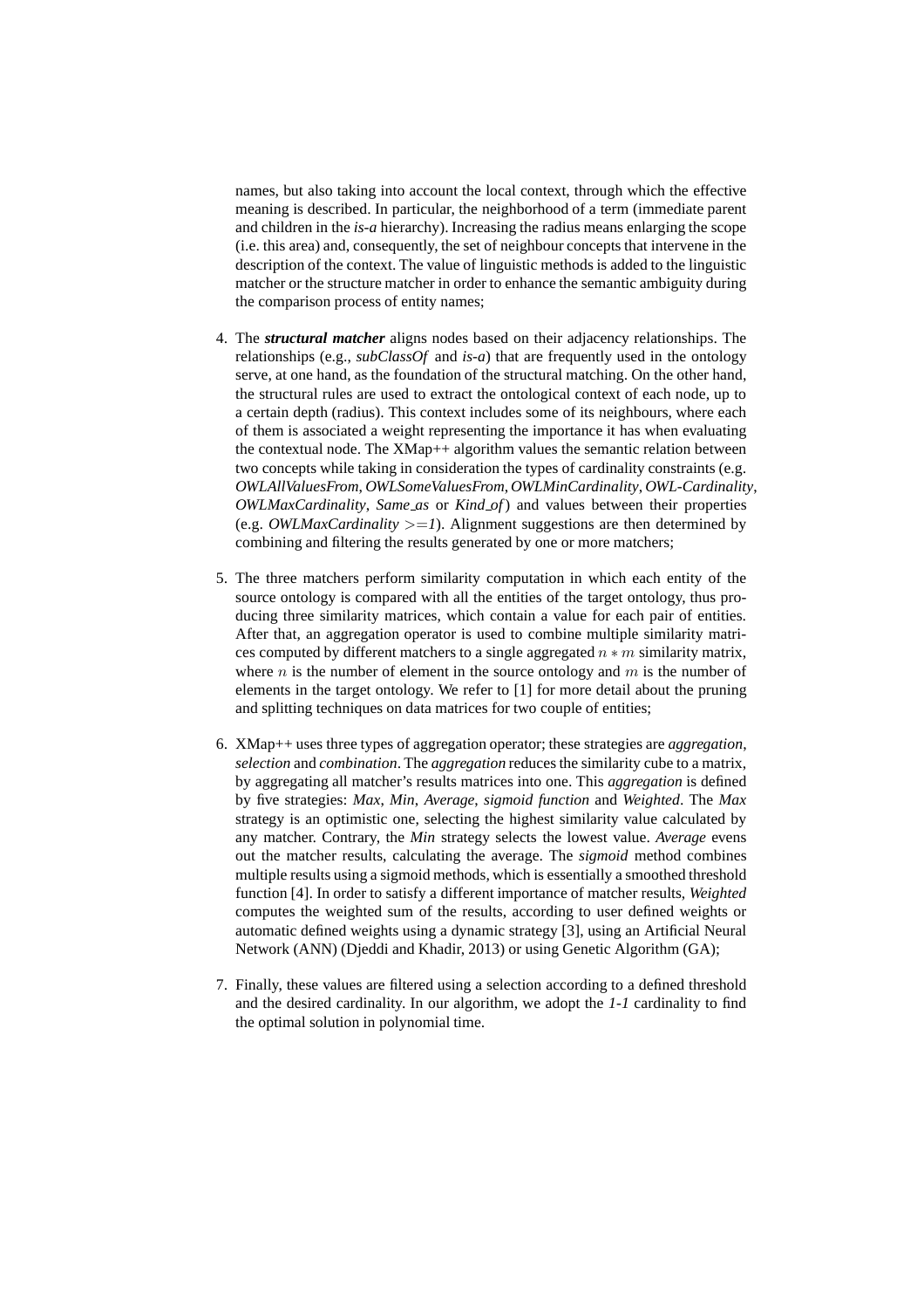names, but also taking into account the local context, through which the effective meaning is described. In particular, the neighborhood of a term (immediate parent and children in the *is-a* hierarchy). Increasing the radius means enlarging the scope (i.e. this area) and, consequently, the set of neighbour concepts that intervene in the description of the context. The value of linguistic methods is added to the linguistic matcher or the structure matcher in order to enhance the semantic ambiguity during the comparison process of entity names;

4. The ***structural matcher*** aligns nodes based on their adjacency relationships. The relationships (e.g., *subClassOf* and *is-a*) that are frequently used in the ontology serve, at one hand, as the foundation of the structural matching. On the other hand, the structural rules are used to extract the ontological context of each node, up to a certain depth (radius). This context includes some of its neighbours, where each of them is associated a weight representing the importance it has when evaluating the contextual node. The XMap++ algorithm values the semantic relation between two concepts while taking in consideration the types of cardinality constraints (e.g. *OWLAllValuesFrom*, *OWLSomeValuesFrom*, *OWLMinCardinality*, *OWL-Cardinality*, *OWLMaxCardinality*, *Same_as* or *Kind_of*) and values between their properties (e.g. *OWLMaxCardinality* $>= 1$). Alignment suggestions are then determined by combining and filtering the results generated by one or more matchers;

5. The three matchers perform similarity computation in which each entity of the source ontology is compared with all the entities of the target ontology, thus producing three similarity matrices, which contain a value for each pair of entities. After that, an aggregation operator is used to combine multiple similarity matrices computed by different matchers to a single aggregated $n * m$ similarity matrix, where $n$ is the number of element in the source ontology and $m$ is the number of elements in the target ontology. We refer to [1] for more detail about the pruning and splitting techniques on data matrices for two couple of entities;

6. XMap++ uses three types of aggregation operator; these strategies are *aggregation*, *selection* and *combination*. The *aggregation* reduces the similarity cube to a matrix, by aggregating all matcher's results matrices into one. This *aggregation* is defined by five strategies: *Max*, *Min*, *Average*, *sigmoid function* and *Weighted*. The *Max* strategy is an optimistic one, selecting the highest similarity value calculated by any matcher. Contrary, the *Min* strategy selects the lowest value. *Average* evens out the matcher results, calculating the average. The *sigmoid* method combines multiple results using a sigmoid methods, which is essentially a smoothed threshold function [4]. In order to satisfy a different importance of matcher results, *Weighted* computes the weighted sum of the results, according to user defined weights or automatic defined weights using a dynamic strategy [3], using an Artificial Neural Network (ANN) (Djeddi and Khadir, 2013) or using Genetic Algorithm (GA);

7. Finally, these values are filtered using a selection according to a defined threshold and the desired cardinality. In our algorithm, we adopt the *1-1* cardinality to find the optimal solution in polynomial time.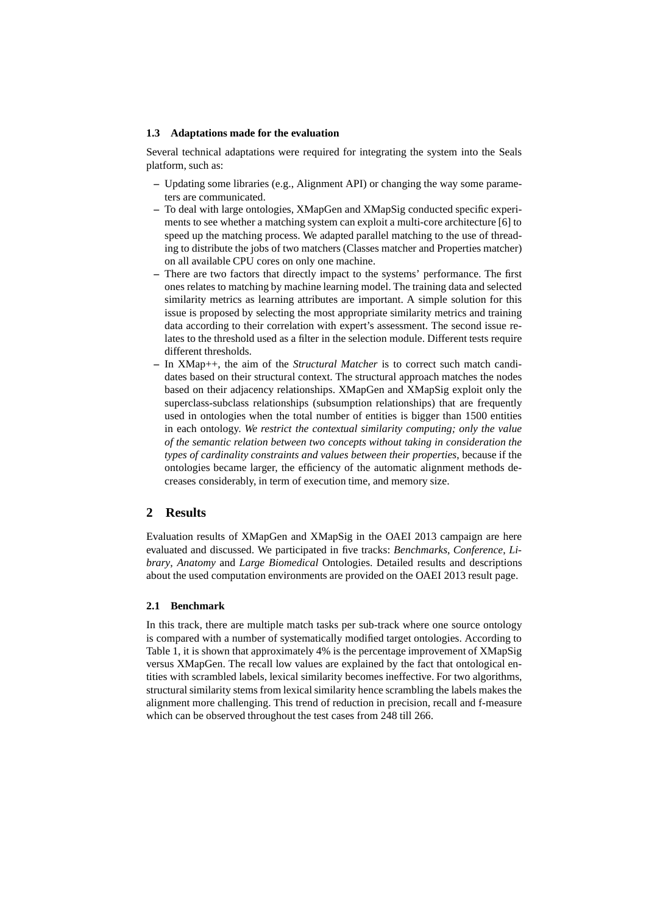### 1.3 Adaptations made for the evaluation

Several technical adaptations were required for integrating the system into the Seals platform, such as:

- Updating some libraries (e.g., Alignment API) or changing the way some parameters are communicated.
- To deal with large ontologies, XMapGen and XMapSig conducted specific experiments to see whether a matching system can exploit a multi-core architecture [6] to speed up the matching process. We adapted parallel matching to the use of threading to distribute the jobs of two matchers (Classes matcher and Properties matcher) on all available CPU cores on only one machine.
- There are two factors that directly impact to the systems' performance. The first ones relates to matching by machine learning model. The training data and selected similarity metrics as learning attributes are important. A simple solution for this issue is proposed by selecting the most appropriate similarity metrics and training data according to their correlation with expert's assessment. The second issue relates to the threshold used as a filter in the selection module. Different tests require different thresholds.
- In XMap++, the aim of the *Structural Matcher* is to correct such match candidates based on their structural context. The structural approach matches the nodes based on their adjacency relationships. XMapGen and XMapSig exploit only the superclass-subclass relationships (subsumption relationships) that are frequently used in ontologies when the total number of entities is bigger than 1500 entities in each ontology. *We restrict the contextual similarity computing; only the value of the semantic relation between two concepts without taking in consideration the types of cardinality constraints and values between their properties*, because if the ontologies became larger, the efficiency of the automatic alignment methods decreases considerably, in term of execution time, and memory size.

## 2 Results

Evaluation results of XMapGen and XMapSig in the OAEI 2013 campaign are here evaluated and discussed. We participated in five tracks: *Benchmarks*, *Conference*, *Library*, *Anatomy* and *Large Biomedical* Ontologies. Detailed results and descriptions about the used computation environments are provided on the OAEI 2013 result page.

### 2.1 Benchmark

In this track, there are multiple match tasks per sub-track where one source ontology is compared with a number of systematically modified target ontologies. According to Table 1, it is shown that approximately 4% is the percentage improvement of XMapSig versus XMapGen. The recall low values are explained by the fact that ontological entities with scrambled labels, lexical similarity becomes ineffective. For two algorithms, structural similarity stems from lexical similarity hence scrambling the labels makes the alignment more challenging. This trend of reduction in precision, recall and f-measure which can be observed throughout the test cases from 248 till 266.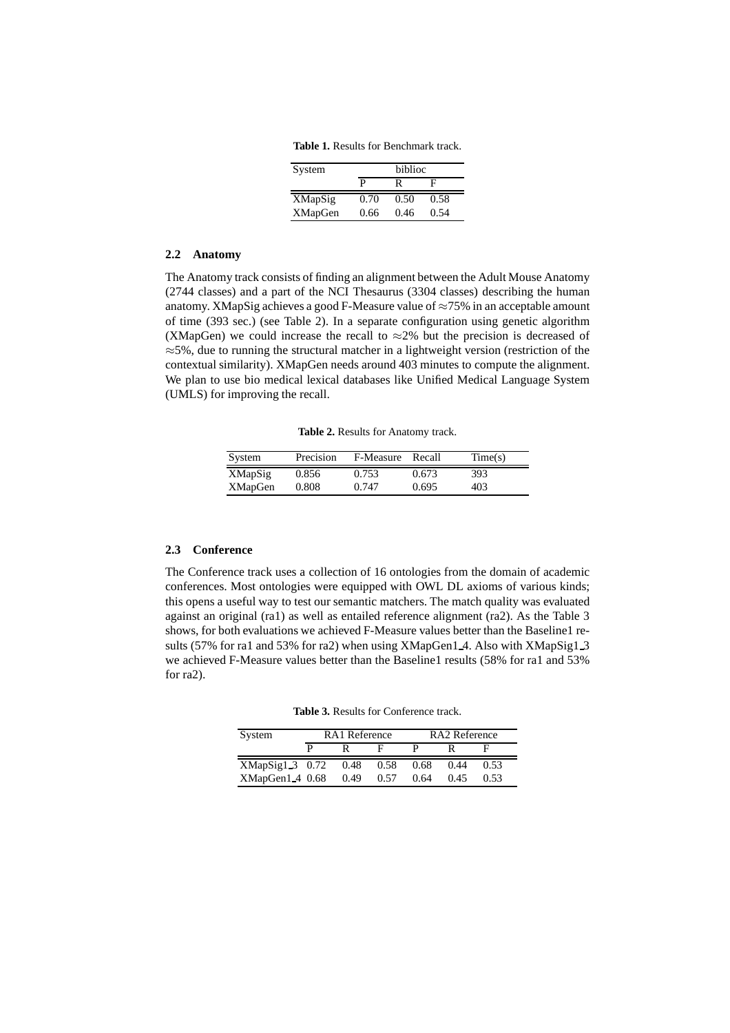**Table 1.** Results for Benchmark track.

| System | biblioc | | |
|---|---|---|---|
| | P | R | F |
| XMapSig | 0.70 | 0.50 | 0.58 |
| XMapGen | 0.66 | 0.46 | 0.54 |

### 2.2 Anatomy

The Anatomy track consists of finding an alignment between the Adult Mouse Anatomy (2744 classes) and a part of the NCI Thesaurus (3304 classes) describing the human anatomy. XMapSig achieves a good F-Measure value of $\approx$75% in an acceptable amount of time (393 sec.) (see Table 2). In a separate configuration using genetic algorithm (XMapGen) we could increase the recall to $\approx$2% but the precision is decreased of $\approx$5%, due to running the structural matcher in a lightweight version (restriction of the contextual similarity). XMapGen needs around 403 minutes to compute the alignment. We plan to use bio medical lexical databases like Unified Medical Language System (UMLS) for improving the recall.

**Table 2.** Results for Anatomy track.

| System | Precision | F-Measure | Recall | Time(s) |
|---|---|---|---|---|
| XMapSig | 0.856 | 0.753 | 0.673 | 393 |
| XMapGen | 0.808 | 0.747 | 0.695 | 403 |

### 2.3 Conference

The Conference track uses a collection of 16 ontologies from the domain of academic conferences. Most ontologies were equipped with OWL DL axioms of various kinds; this opens a useful way to test our semantic matchers. The match quality was evaluated against an original (ra1) as well as entailed reference alignment (ra2). As the Table 3 shows, for both evaluations we achieved F-Measure values better than the Baseline1 results (57% for ra1 and 53% for ra2) when using XMapGen1_4. Also with XMapSig1_3 we achieved F-Measure values better than the Baseline1 results (58% for ra1 and 53% for ra2).

**Table 3.** Results for Conference track.

| System | RA1 Reference | | | RA2 Reference | | |
|---|---|---|---|---|---|---|
| | P | R | F | P | R | F |
| XMapSig1_3 | 0.72 | 0.48 | 0.58 | 0.68 | 0.44 | 0.53 |
| XMapGen1_4 | 0.68 | 0.49 | 0.57 | 0.64 | 0.45 | 0.53 |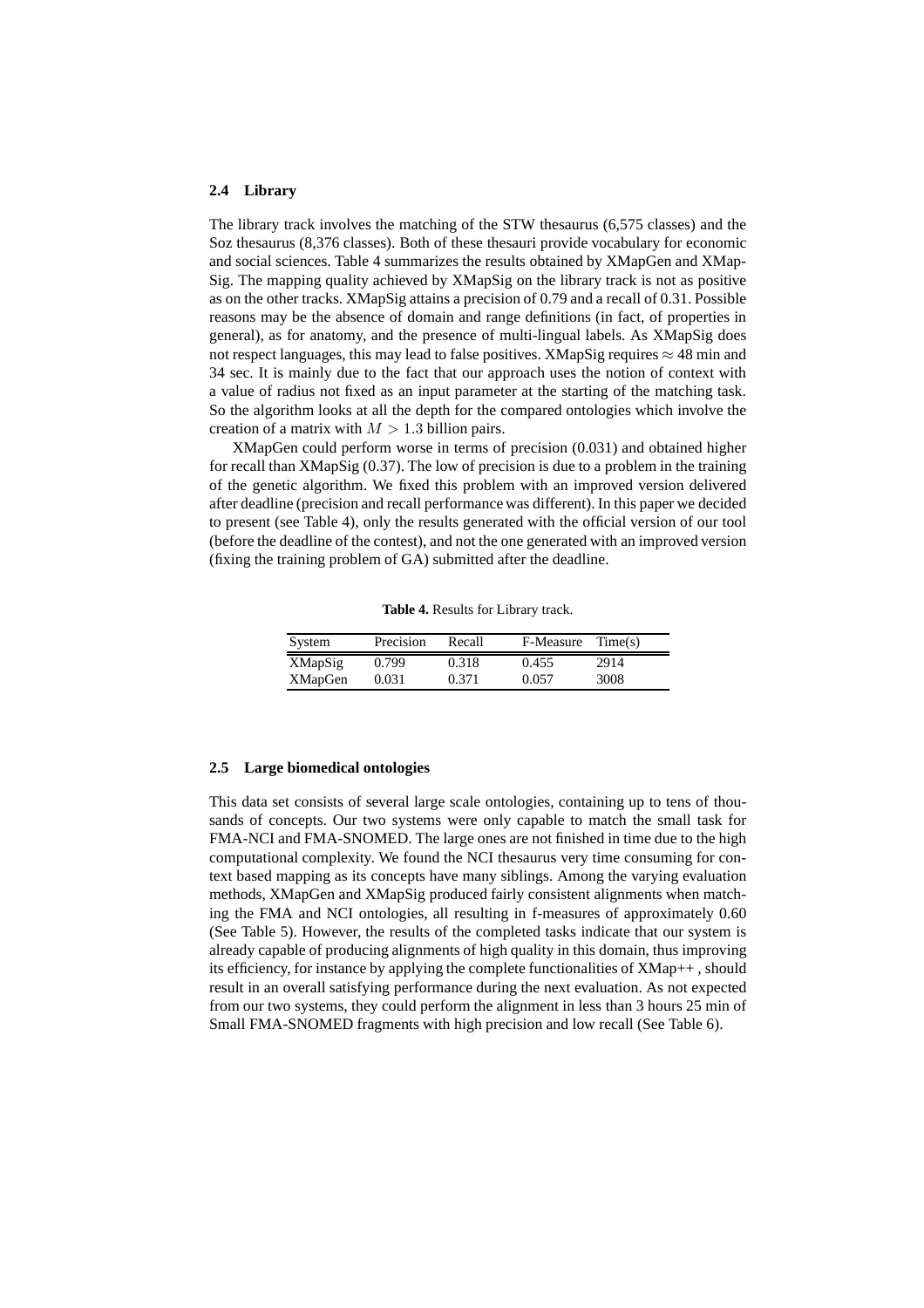### 2.4 Library

The library track involves the matching of the STW thesaurus (6,575 classes) and the Soz thesaurus (8,376 classes). Both of these thesauri provide vocabulary for economic and social sciences. Table 4 summarizes the results obtained by XMapGen and XMapSig. The mapping quality achieved by XMapSig on the library track is not as positive as on the other tracks. XMapSig attains a precision of 0.79 and a recall of 0.31. Possible reasons may be the absence of domain and range definitions (in fact, of properties in general), as for anatomy, and the presence of multi-lingual labels. As XMapSig does not respect languages, this may lead to false positives. XMapSig requires $\approx 48$ min and 34 sec. It is mainly due to the fact that our approach uses the notion of context with a value of radius not fixed as an input parameter at the starting of the matching task. So the algorithm looks at all the depth for the compared ontologies which involve the creation of a matrix with $M > 1.3$ billion pairs.

XMapGen could perform worse in terms of precision (0.031) and obtained higher for recall than XMapSig (0.37). The low of precision is due to a problem in the training of the genetic algorithm. We fixed this problem with an improved version delivered after deadline (precision and recall performance was different). In this paper we decided to present (see Table 4), only the results generated with the official version of our tool (before the deadline of the contest), and not the one generated with an improved version (fixing the training problem of GA) submitted after the deadline.

**Table 4.** Results for Library track.

| System | Precision | Recall | F-Measure | Time(s) |
|---|---|---|---|---|
| XMapSig | 0.799 | 0.318 | 0.455 | 2914 |
| XMapGen | 0.031 | 0.371 | 0.057 | 3008 |

### 2.5 Large biomedical ontologies

This data set consists of several large scale ontologies, containing up to tens of thousands of concepts. Our two systems were only capable to match the small task for FMA-NCI and FMA-SNOMED. The large ones are not finished in time due to the high computational complexity. We found the NCI thesaurus very time consuming for context based mapping as its concepts have many siblings. Among the varying evaluation methods, XMapGen and XMapSig produced fairly consistent alignments when matching the FMA and NCI ontologies, all resulting in f-measures of approximately 0.60 (See Table 5). However, the results of the completed tasks indicate that our system is already capable of producing alignments of high quality in this domain, thus improving its efficiency, for instance by applying the complete functionalities of XMap++ , should result in an overall satisfying performance during the next evaluation. As not expected from our two systems, they could perform the alignment in less than 3 hours 25 min of Small FMA-SNOMED fragments with high precision and low recall (See Table 6).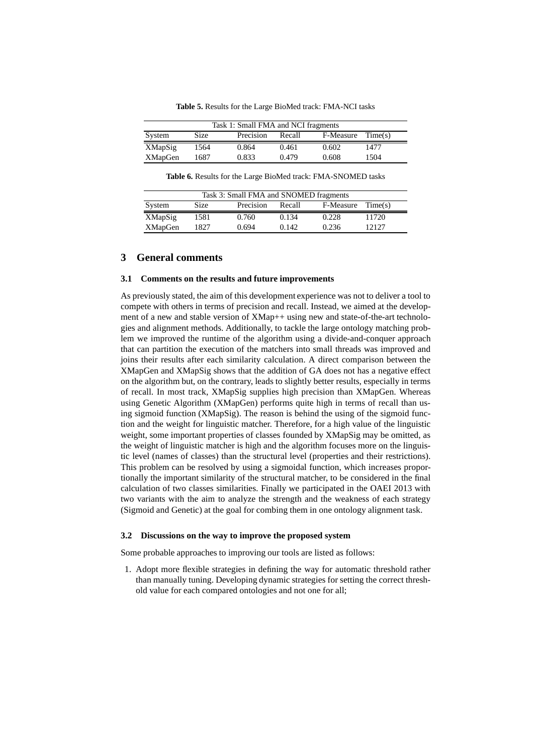**Table 5.** Results for the Large BioMed track: FMA-NCI tasks

| Task 1: Small FMA and NCI fragments | | | | | |
|---|---|---|---|---|---|
| System | Size | Precision | Recall | F-Measure | Time(s) |
| XMapSig | 1564 | 0.864 | 0.461 | 0.602 | 1477 |
| XMapGen | 1687 | 0.833 | 0.479 | 0.608 | 1504 |

**Table 6.** Results for the Large BioMed track: FMA-SNOMED tasks

| Task 3: Small FMA and SNOMED fragments | | | | | |
|---|---|---|---|---|---|
| System | Size | Precision | Recall | F-Measure | Time(s) |
| XMapSig | 1581 | 0.760 | 0.134 | 0.228 | 11720 |
| XMapGen | 1827 | 0.694 | 0.142 | 0.236 | 12127 |

## 3 General comments

### 3.1 Comments on the results and future improvements

As previously stated, the aim of this development experience was not to deliver a tool to compete with others in terms of precision and recall. Instead, we aimed at the development of a new and stable version of XMap++ using new and state-of-the-art technologies and alignment methods. Additionally, to tackle the large ontology matching problem we improved the runtime of the algorithm using a divide-and-conquer approach that can partition the execution of the matchers into small threads was improved and joins their results after each similarity calculation. A direct comparison between the XMapGen and XMapSig shows that the addition of GA does not has a negative effect on the algorithm but, on the contrary, leads to slightly better results, especially in terms of recall. In most track, XMapSig supplies high precision than XMapGen. Whereas using Genetic Algorithm (XMapGen) performs quite high in terms of recall than using sigmoid function (XMapSig). The reason is behind the using of the sigmoid function and the weight for linguistic matcher. Therefore, for a high value of the linguistic weight, some important properties of classes founded by XMapSig may be omitted, as the weight of linguistic matcher is high and the algorithm focuses more on the linguistic level (names of classes) than the structural level (properties and their restrictions). This problem can be resolved by using a sigmoidal function, which increases proportionally the important similarity of the structural matcher, to be considered in the final calculation of two classes similarities. Finally we participated in the OAEI 2013 with two variants with the aim to analyze the strength and the weakness of each strategy (Sigmoid and Genetic) at the goal for combing them in one ontology alignment task.

### 3.2 Discussions on the way to improve the proposed system

Some probable approaches to improving our tools are listed as follows:

1. Adopt more flexible strategies in defining the way for automatic threshold rather than manually tuning. Developing dynamic strategies for setting the correct threshold value for each compared ontologies and not one for all;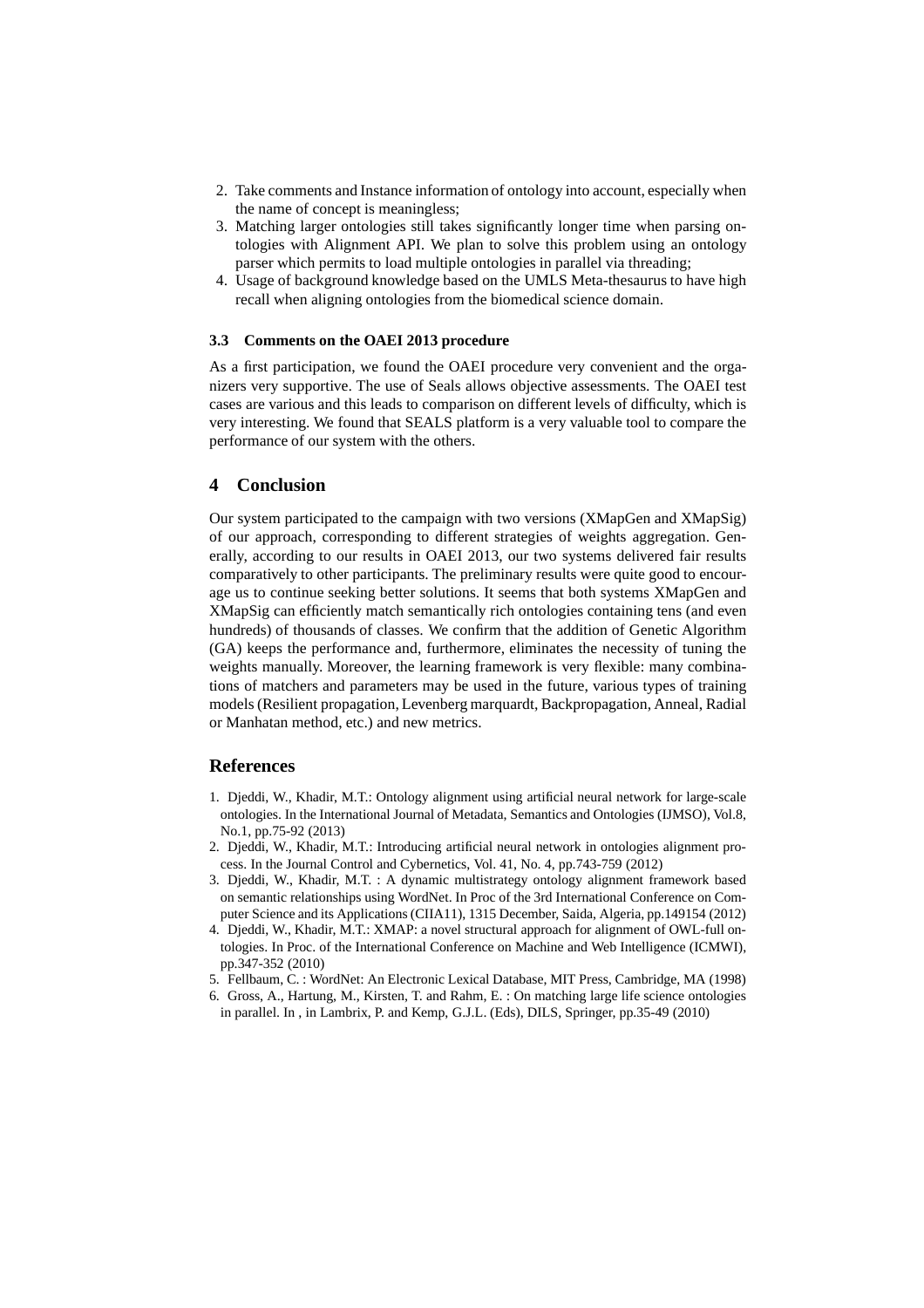2. Take comments and Instance information of ontology into account, especially when the name of concept is meaningless;
3. Matching larger ontologies still takes significantly longer time when parsing ontologies with Alignment API. We plan to solve this problem using an ontology parser which permits to load multiple ontologies in parallel via threading;
4. Usage of background knowledge based on the UMLS Meta-thesaurus to have high recall when aligning ontologies from the biomedical science domain.

### 3.3 Comments on the OAEI 2013 procedure

As a first participation, we found the OAEI procedure very convenient and the organizers very supportive. The use of Seals allows objective assessments. The OAEI test cases are various and this leads to comparison on different levels of difficulty, which is very interesting. We found that SEALS platform is a very valuable tool to compare the performance of our system with the others.

## 4 Conclusion

Our system participated to the campaign with two versions (XMapGen and XMapSig) of our approach, corresponding to different strategies of weights aggregation. Generally, according to our results in OAEI 2013, our two systems delivered fair results comparatively to other participants. The preliminary results were quite good to encourage us to continue seeking better solutions. It seems that both systems XMapGen and XMapSig can efficiently match semantically rich ontologies containing tens (and even hundreds) of thousands of classes. We confirm that the addition of Genetic Algorithm (GA) keeps the performance and, furthermore, eliminates the necessity of tuning the weights manually. Moreover, the learning framework is very flexible: many combinations of matchers and parameters may be used in the future, various types of training models (Resilient propagation, Levenberg marquardt, Backpropagation, Anneal, Radial or Manhatan method, etc.) and new metrics.

## References

1. Djeddi, W., Khadir, M.T.: Ontology alignment using artificial neural network for large-scale ontologies. In the International Journal of Metadata, Semantics and Ontologies (IJMSO), Vol.8, No.1, pp.75-92 (2013)
2. Djeddi, W., Khadir, M.T.: Introducing artificial neural network in ontologies alignment process. In the Journal Control and Cybernetics, Vol. 41, No. 4, pp.743-759 (2012)
3. Djeddi, W., Khadir, M.T. : A dynamic multistrategy ontology alignment framework based on semantic relationships using WordNet. In Proc of the 3rd International Conference on Computer Science and its Applications (CIIA11), 1315 December, Saida, Algeria, pp.149154 (2012)
4. Djeddi, W., Khadir, M.T.: XMAP: a novel structural approach for alignment of OWL-full ontologies. In Proc. of the International Conference on Machine and Web Intelligence (ICMWI), pp.347-352 (2010)
5. Fellbaum, C. : WordNet: An Electronic Lexical Database, MIT Press, Cambridge, MA (1998)
6. Gross, A., Hartung, M., Kirsten, T. and Rahm, E. : On matching large life science ontologies in parallel. In , in Lambrix, P. and Kemp, G.J.L. (Eds), DILS, Springer, pp.35-49 (2010)